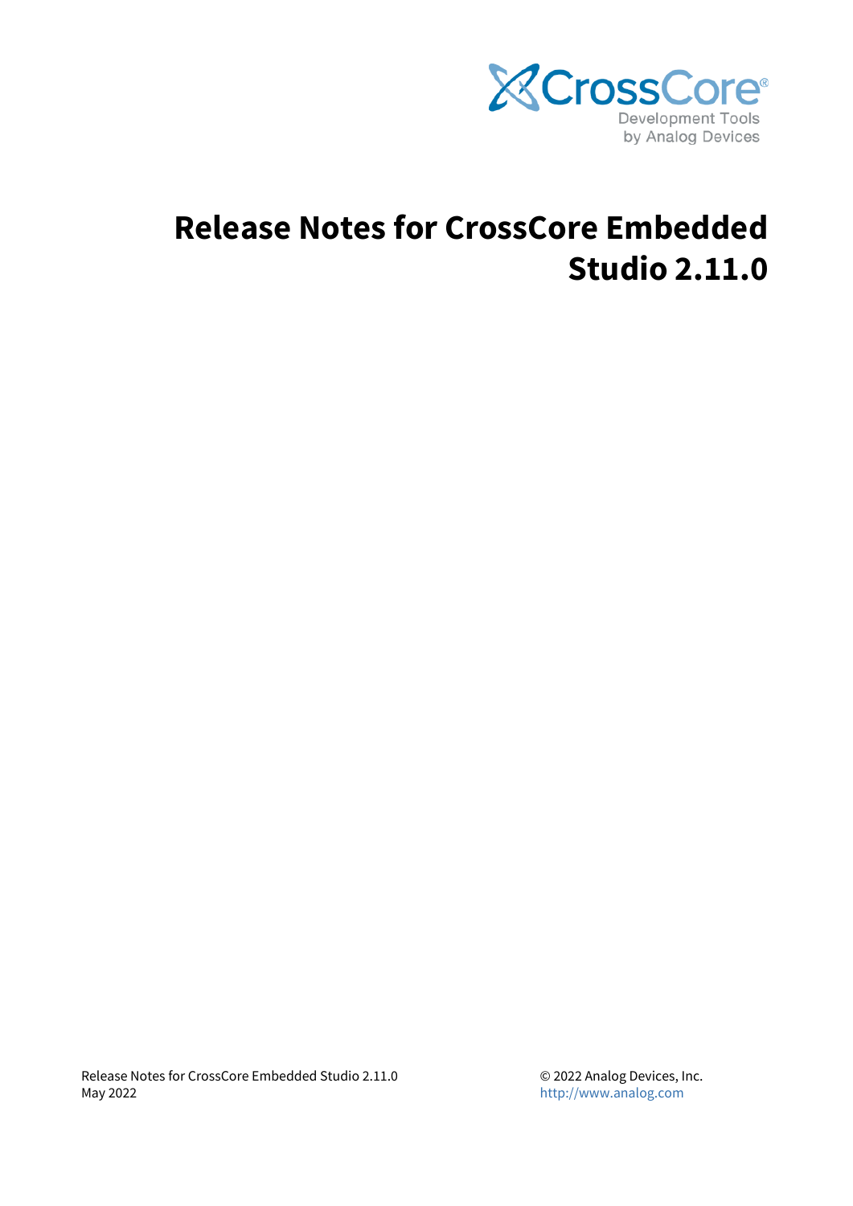# Release Notes for CrossCore Embedded Studio 2.11.0

Release Notes for CrossCore Embedded Studio 2.11.0
May 2022

© 2022 Analog Devices, Inc.
http://www.analog.com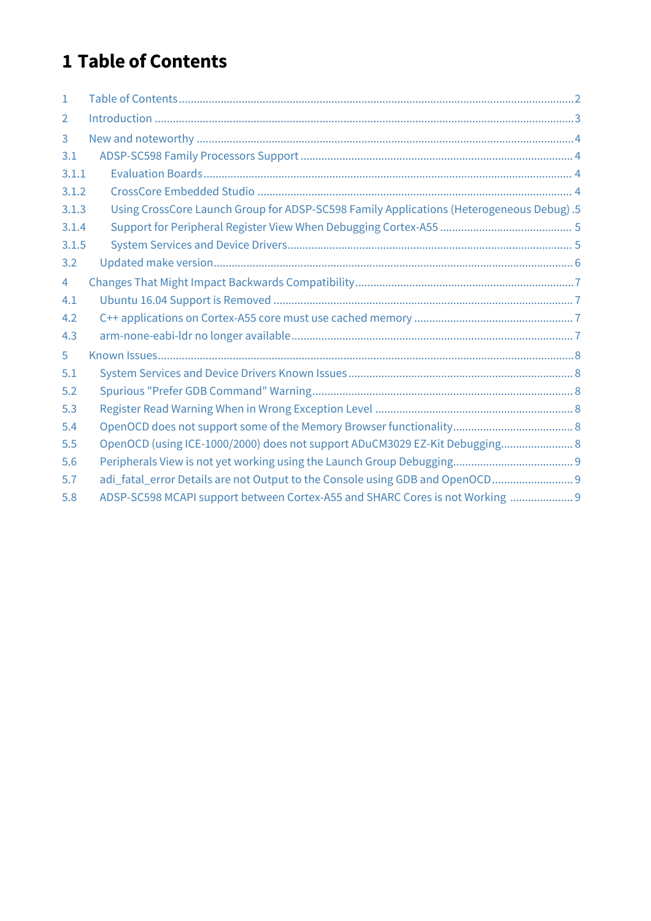# 1 Table of Contents

1 Table of Contents ..... 2
2 Introduction ..... 3
3 New and noteworthy ..... 4
3.1 ADSP-SC598 Family Processors Support ..... 4
3.1.1 Evaluation Boards ..... 4
3.1.2 CrossCore Embedded Studio ..... 4
3.1.3 Using CrossCore Launch Group for ADSP-SC598 Family Applications (Heterogeneous Debug) . 5
3.1.4 Support for Peripheral Register View When Debugging Cortex-A55 ..... 5
3.1.5 System Services and Device Drivers ..... 5
3.2 Updated make version ..... 6
4 Changes That Might Impact Backwards Compatibility ..... 7
4.1 Ubuntu 16.04 Support is Removed ..... 7
4.2 C++ applications on Cortex-A55 core must use cached memory ..... 7
4.3 arm-none-eabi-ldr no longer available ..... 7
5 Known Issues ..... 8
5.1 System Services and Device Drivers Known Issues ..... 8
5.2 Spurious "Prefer GDB Command" Warning ..... 8
5.3 Register Read Warning When in Wrong Exception Level ..... 8
5.4 OpenOCD does not support some of the Memory Browser functionality ..... 8
5.5 OpenOCD (using ICE-1000/2000) does not support ADuCM3029 EZ-Kit Debugging ..... 8
5.6 Peripherals View is not yet working using the Launch Group Debugging ..... 9
5.7 adi_fatal_error Details are not Output to the Console using GDB and OpenOCD ..... 9
5.8 ADSP-SC598 MCAPI support between Cortex-A55 and SHARC Cores is not Working ..... 9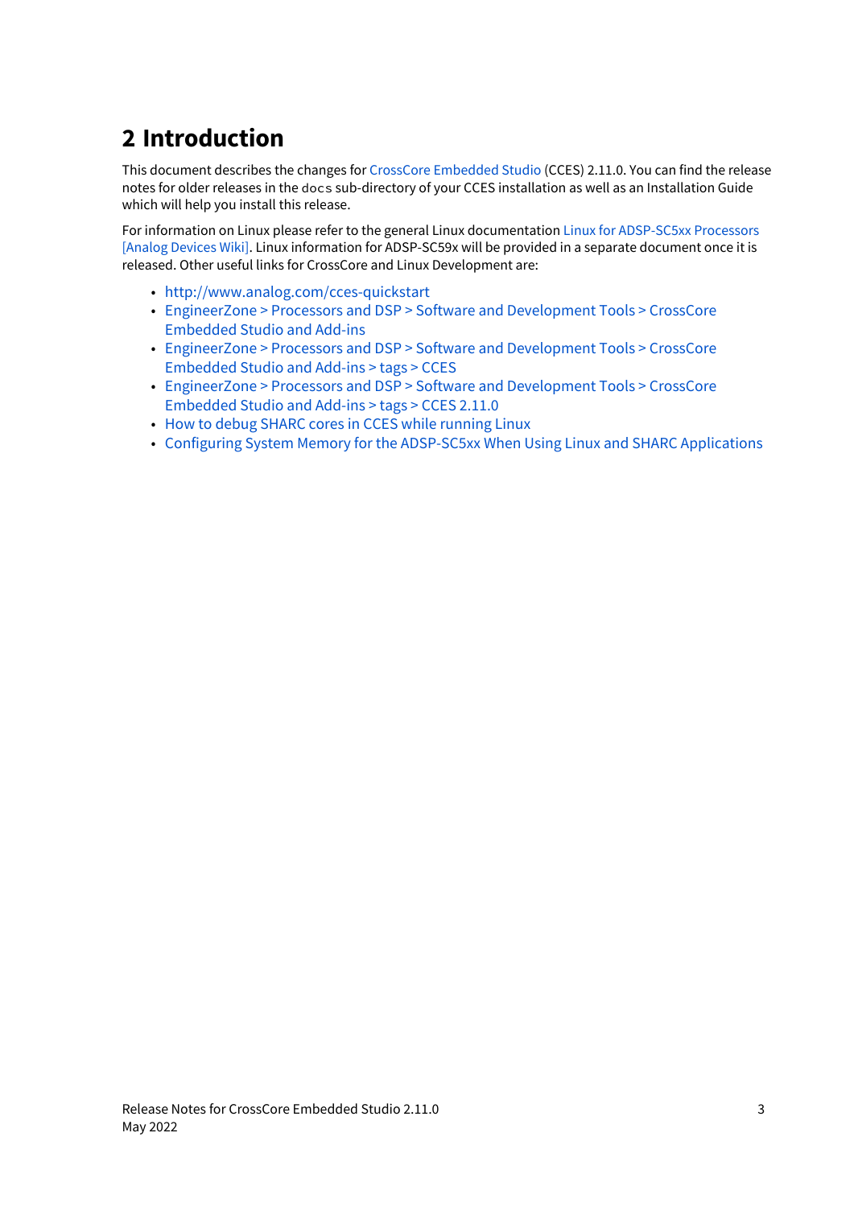# 2 Introduction

This document describes the changes for CrossCore Embedded Studio (CCES) 2.11.0. You can find the release notes for older releases in the `docs` sub-directory of your CCES installation as well as an Installation Guide which will help you install this release.

For information on Linux please refer to the general Linux documentation Linux for ADSP-SC5xx Processors [Analog Devices Wiki]. Linux information for ADSP-SC59x will be provided in a separate document once it is released. Other useful links for CrossCore and Linux Development are:

- http://www.analog.com/cces-quickstart
- EngineerZone > Processors and DSP > Software and Development Tools > CrossCore Embedded Studio and Add-ins
- EngineerZone > Processors and DSP > Software and Development Tools > CrossCore Embedded Studio and Add-ins > tags > CCES
- EngineerZone > Processors and DSP > Software and Development Tools > CrossCore Embedded Studio and Add-ins > tags > CCES 2.11.0
- How to debug SHARC cores in CCES while running Linux
- Configuring System Memory for the ADSP-SC5xx When Using Linux and SHARC Applications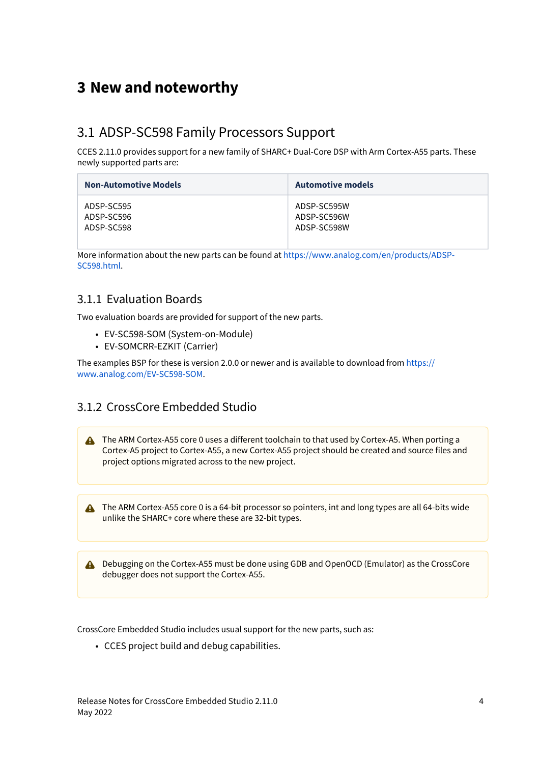# 3 New and noteworthy

## 3.1 ADSP-SC598 Family Processors Support

CCES 2.11.0 provides support for a new family of SHARC+ Dual-Core DSP with Arm Cortex-A55 parts. These newly supported parts are:

| Non-Automotive Models | Automotive models |
|---|---|
| ADSP-SC595<br>ADSP-SC596<br>ADSP-SC598 | ADSP-SC595W<br>ADSP-SC596W<br>ADSP-SC598W |

More information about the new parts can be found at https://www.analog.com/en/products/ADSP-SC598.html.

### 3.1.1 Evaluation Boards

Two evaluation boards are provided for support of the new parts.

- EV-SC598-SOM (System-on-Module)
- EV-SOMCRR-EZKIT (Carrier)

The examples BSP for these is version 2.0.0 or newer and is available to download from https://www.analog.com/EV-SC598-SOM.

### 3.1.2 CrossCore Embedded Studio

> ⚠ The ARM Cortex-A55 core 0 uses a different toolchain to that used by Cortex-A5. When porting a Cortex-A5 project to Cortex-A55, a new Cortex-A55 project should be created and source files and project options migrated across to the new project.

> ⚠ The ARM Cortex-A55 core 0 is a 64-bit processor so pointers, int and long types are all 64-bits wide unlike the SHARC+ core where these are 32-bit types.

> ⚠ Debugging on the Cortex-A55 must be done using GDB and OpenOCD (Emulator) as the CrossCore debugger does not support the Cortex-A55.

CrossCore Embedded Studio includes usual support for the new parts, such as:

- CCES project build and debug capabilities.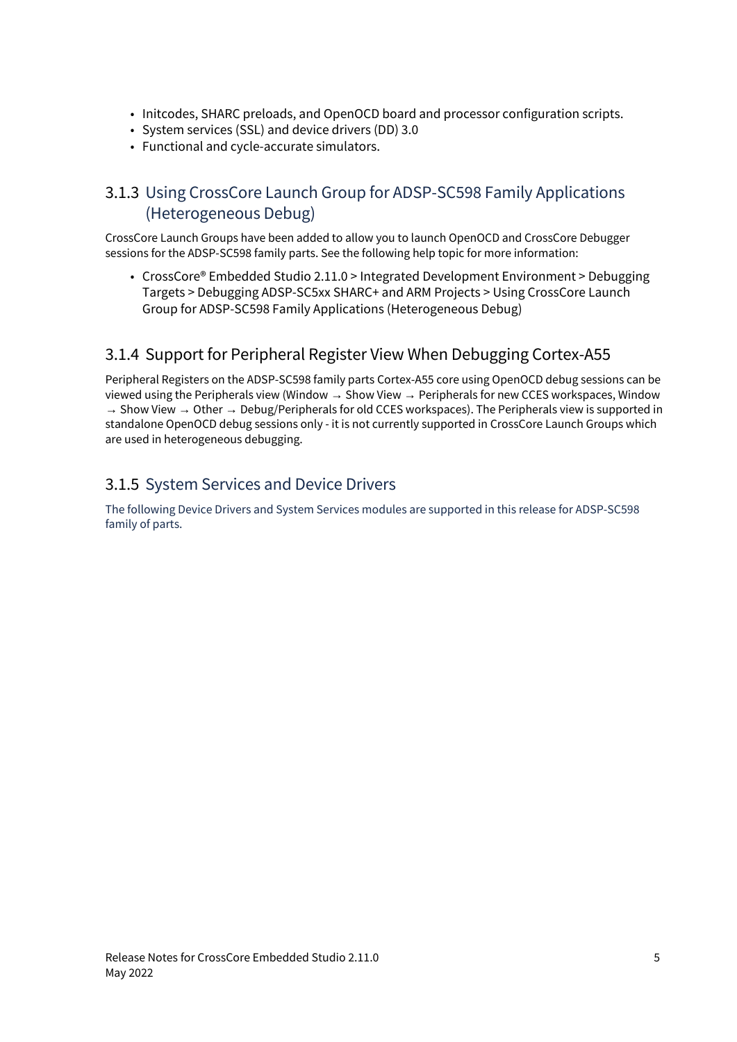- Initcodes, SHARC preloads, and OpenOCD board and processor configuration scripts.
- System services (SSL) and device drivers (DD) 3.0
- Functional and cycle-accurate simulators.

### 3.1.3 Using CrossCore Launch Group for ADSP-SC598 Family Applications (Heterogeneous Debug)

CrossCore Launch Groups have been added to allow you to launch OpenOCD and CrossCore Debugger sessions for the ADSP-SC598 family parts. See the following help topic for more information:

- CrossCore® Embedded Studio 2.11.0 > Integrated Development Environment > Debugging Targets > Debugging ADSP-SC5xx SHARC+ and ARM Projects > Using CrossCore Launch Group for ADSP-SC598 Family Applications (Heterogeneous Debug)

### 3.1.4 Support for Peripheral Register View When Debugging Cortex-A55

Peripheral Registers on the ADSP-SC598 family parts Cortex-A55 core using OpenOCD debug sessions can be viewed using the Peripherals view (Window → Show View → Peripherals for new CCES workspaces, Window → Show View → Other → Debug/Peripherals for old CCES workspaces). The Peripherals view is supported in standalone OpenOCD debug sessions only - it is not currently supported in CrossCore Launch Groups which are used in heterogeneous debugging.

### 3.1.5 System Services and Device Drivers

The following Device Drivers and System Services modules are supported in this release for ADSP-SC598 family of parts.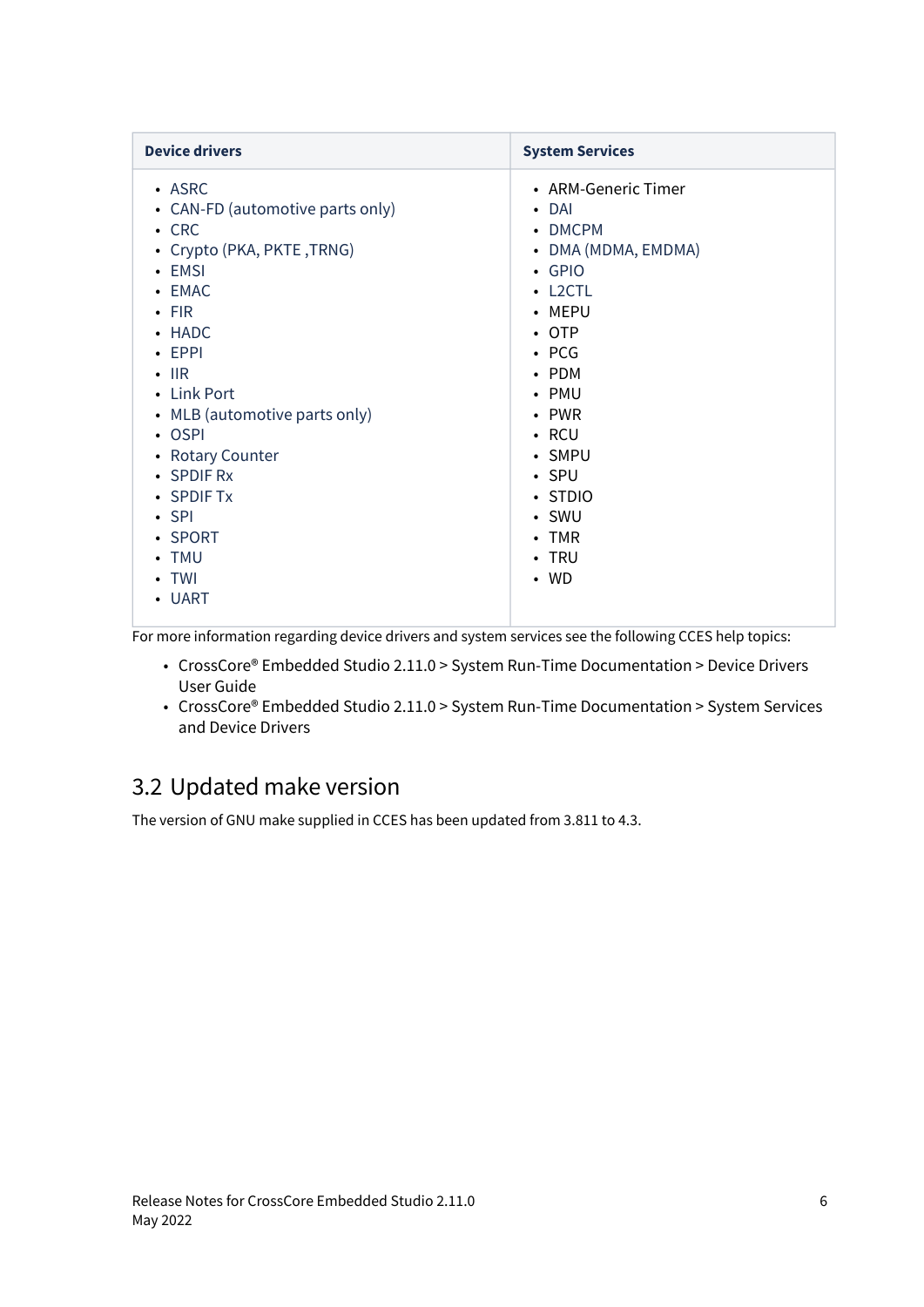| Device drivers | System Services |
|---|---|
| • ASRC<br>• CAN-FD (automotive parts only)<br>• CRC<br>• Crypto (PKA, PKTE ,TRNG)<br>• EMSI<br>• EMAC<br>• FIR<br>• HADC<br>• EPPI<br>• IIR<br>• Link Port<br>• MLB (automotive parts only)<br>• OSPI<br>• Rotary Counter<br>• SPDIF Rx<br>• SPDIF Tx<br>• SPI<br>• SPORT<br>• TMU<br>• TWI<br>• UART | • ARM-Generic Timer<br>• DAI<br>• DMCPM<br>• DMA (MDMA, EMDMA)<br>• GPIO<br>• L2CTL<br>• MEPU<br>• OTP<br>• PCG<br>• PDM<br>• PMU<br>• PWR<br>• RCU<br>• SMPU<br>• SPU<br>• STDIO<br>• SWU<br>• TMR<br>• TRU<br>• WD |

For more information regarding device drivers and system services see the following CCES help topics:

- CrossCore® Embedded Studio 2.11.0 > System Run-Time Documentation > Device Drivers User Guide
- CrossCore® Embedded Studio 2.11.0 > System Run-Time Documentation > System Services and Device Drivers

## 3.2 Updated make version

The version of GNU make supplied in CCES has been updated from 3.811 to 4.3.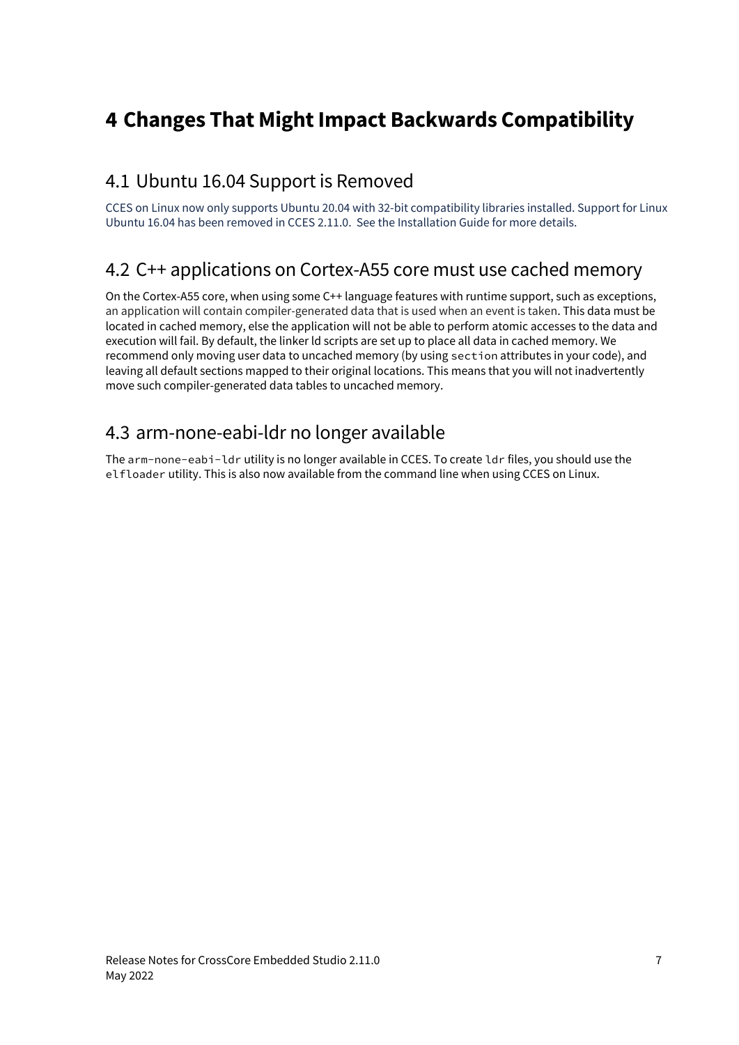# 4 Changes That Might Impact Backwards Compatibility

## 4.1 Ubuntu 16.04 Support is Removed

CCES on Linux now only supports Ubuntu 20.04 with 32-bit compatibility libraries installed. Support for Linux Ubuntu 16.04 has been removed in CCES 2.11.0. See the Installation Guide for more details.

## 4.2 C++ applications on Cortex-A55 core must use cached memory

On the Cortex-A55 core, when using some C++ language features with runtime support, such as exceptions, an application will contain compiler-generated data that is used when an event is taken. This data must be located in cached memory, else the application will not be able to perform atomic accesses to the data and execution will fail. By default, the linker ld scripts are set up to place all data in cached memory. We recommend only moving user data to uncached memory (by using `section` attributes in your code), and leaving all default sections mapped to their original locations. This means that you will not inadvertently move such compiler-generated data tables to uncached memory.

## 4.3 arm-none-eabi-ldr no longer available

The `arm-none-eabi-ldr` utility is no longer available in CCES. To create `ldr` files, you should use the `elfloader` utility. This is also now available from the command line when using CCES on Linux.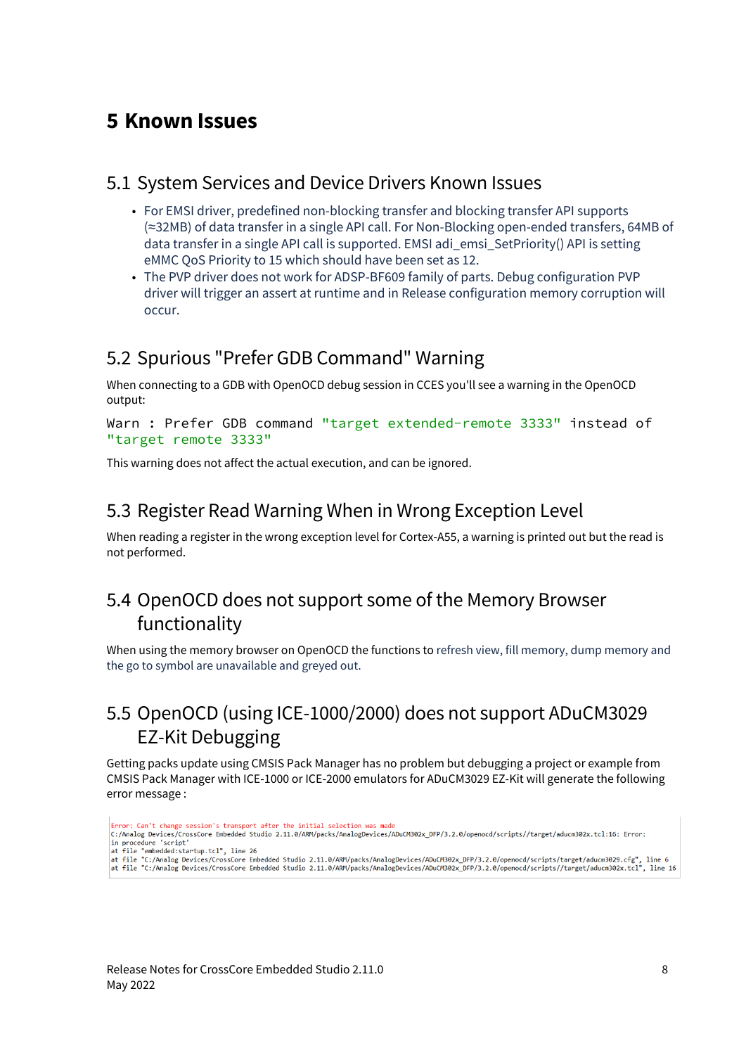# 5 Known Issues

## 5.1 System Services and Device Drivers Known Issues

- For EMSI driver, predefined non-blocking transfer and blocking transfer API supports (≈32MB) of data transfer in a single API call. For Non-Blocking open-ended transfers, 64MB of data transfer in a single API call is supported. EMSI adi_emsi_SetPriority() API is setting eMMC QoS Priority to 15 which should have been set as 12.
- The PVP driver does not work for ADSP-BF609 family of parts. Debug configuration PVP driver will trigger an assert at runtime and in Release configuration memory corruption will occur.

## 5.2 Spurious "Prefer GDB Command" Warning

When connecting to a GDB with OpenOCD debug session in CCES you'll see a warning in the OpenOCD output:

```
Warn : Prefer GDB command "target extended-remote 3333" instead of
"target remote 3333"
```

This warning does not affect the actual execution, and can be ignored.

## 5.3 Register Read Warning When in Wrong Exception Level

When reading a register in the wrong exception level for Cortex-A55, a warning is printed out but the read is not performed.

## 5.4 OpenOCD does not support some of the Memory Browser functionality

When using the memory browser on OpenOCD the functions to refresh view, fill memory, dump memory and the go to symbol are unavailable and greyed out.

## 5.5 OpenOCD (using ICE-1000/2000) does not support ADuCM3029 EZ-Kit Debugging

Getting packs update using CMSIS Pack Manager has no problem but debugging a project or example from CMSIS Pack Manager with ICE-1000 or ICE-2000 emulators for ADuCM3029 EZ-Kit will generate the following error message :

```
Error: Can't change session's transport after the initial selection was made
C:/Analog Devices/CrossCore Embedded Studio 2.11.0/ARM/packs/AnalogDevices/ADuCM302x_DFP/3.2.0/openocd/scripts//target/aducm302x.tcl:16: Error:
in procedure 'script'
at file "embedded:startup.tcl", line 26
at file "C:/Analog Devices/CrossCore Embedded Studio 2.11.0/ARM/packs/AnalogDevices/ADuCM302x_DFP/3.2.0/openocd/scripts/target/aducm3029.cfg", line 6
at file "C:/Analog Devices/CrossCore Embedded Studio 2.11.0/ARM/packs/AnalogDevices/ADuCM302x_DFP/3.2.0/openocd/scripts//target/aducm302x.tcl", line 16
```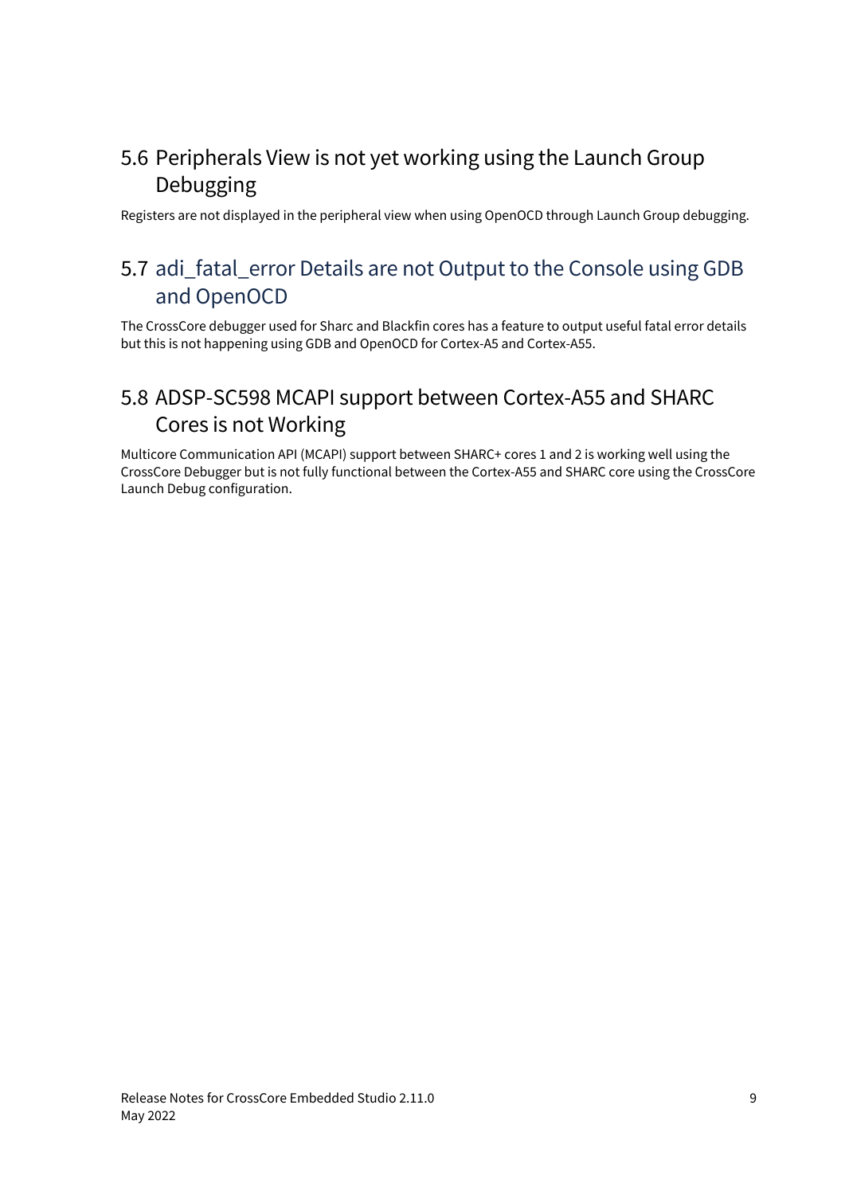## 5.6 Peripherals View is not yet working using the Launch Group Debugging

Registers are not displayed in the peripheral view when using OpenOCD through Launch Group debugging.

## 5.7 adi_fatal_error Details are not Output to the Console using GDB and OpenOCD

The CrossCore debugger used for Sharc and Blackfin cores has a feature to output useful fatal error details but this is not happening using GDB and OpenOCD for Cortex-A5 and Cortex-A55.

## 5.8 ADSP-SC598 MCAPI support between Cortex-A55 and SHARC Cores is not Working

Multicore Communication API (MCAPI) support between SHARC+ cores 1 and 2 is working well using the CrossCore Debugger but is not fully functional between the Cortex-A55 and SHARC core using the CrossCore Launch Debug configuration.